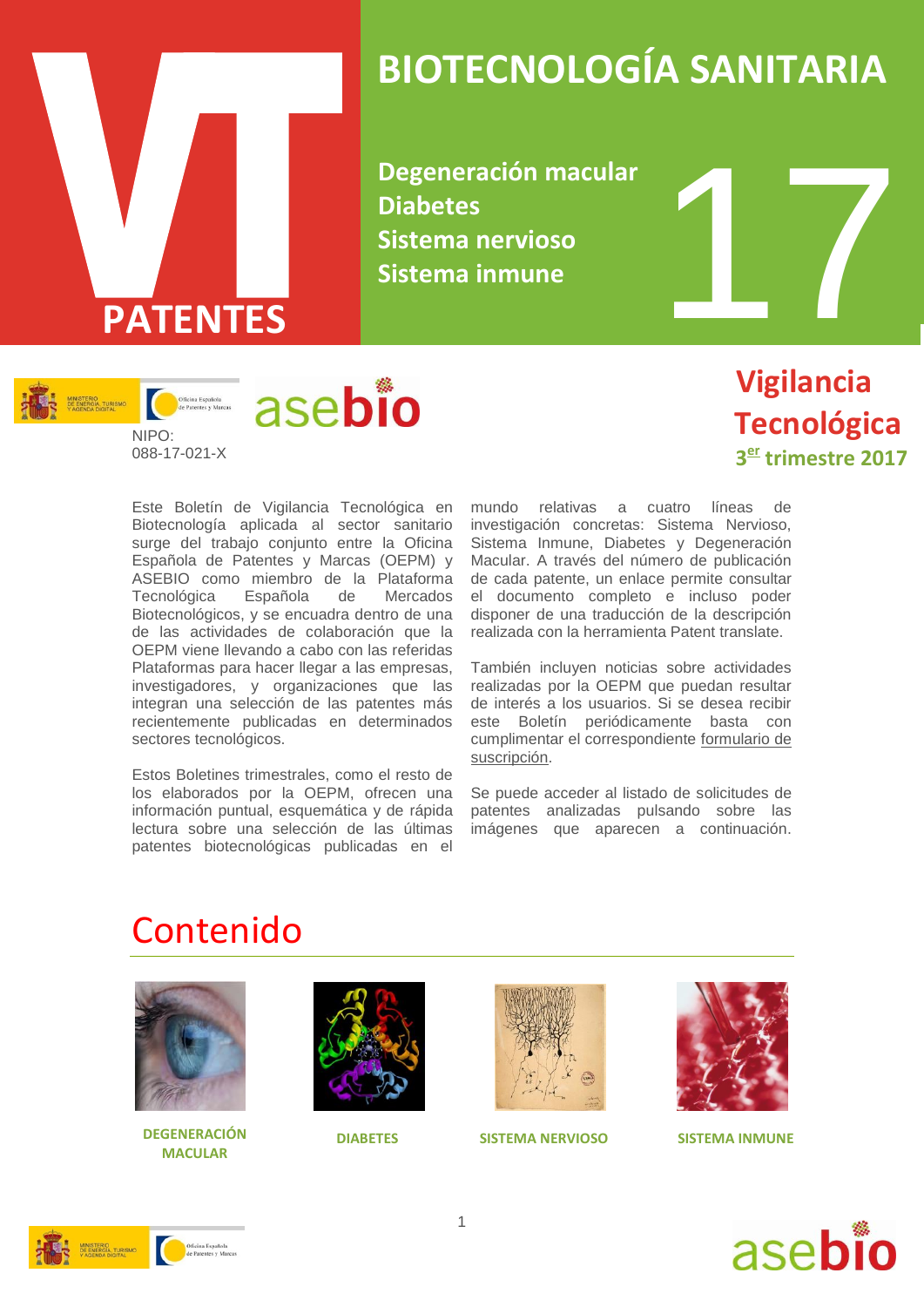# BIOTECNOLOGÍA SANITARIA

**VT PATENTES**

**Degeneración macular**
**Diabetes**
**Sistema nervioso**
**Sistema inmune**

**17**

NIPO: 088-17-021-X

## Vigilancia Tecnológica

**3er trimestre 2017**

Este Boletín de Vigilancia Tecnológica en Biotecnología aplicada al sector sanitario surge del trabajo conjunto entre la Oficina Española de Patentes y Marcas (OEPM) y ASEBIO como miembro de la Plataforma Tecnológica Española de Mercados Biotecnológicos, y se encuadra dentro de una de las actividades de colaboración que la OEPM viene llevando a cabo con las referidas Plataformas para hacer llegar a las empresas, investigadores, y organizaciones que las integran una selección de las patentes más recientemente publicadas en determinados sectores tecnológicos.

Estos Boletines trimestrales, como el resto de los elaborados por la OEPM, ofrecen una información puntual, esquemática y de rápida lectura sobre una selección de las últimas patentes biotecnológicas publicadas en el mundo relativas a cuatro líneas de investigación concretas: Sistema Nervioso, Sistema Inmune, Diabetes y Degeneración Macular. A través del número de publicación de cada patente, un enlace permite consultar el documento completo e incluso poder disponer de una traducción de la descripción realizada con la herramienta Patent translate.

También incluyen noticias sobre actividades realizadas por la OEPM que puedan resultar de interés a los usuarios. Si se desea recibir este Boletín periódicamente basta con cumplimentar el correspondiente formulario de suscripción.

Se puede acceder al listado de solicitudes de patentes analizadas pulsando sobre las imágenes que aparecen a continuación.

# Contenido

DEGENERACIÓN MACULAR

DIABETES

SISTEMA NERVIOSO

SISTEMA INMUNE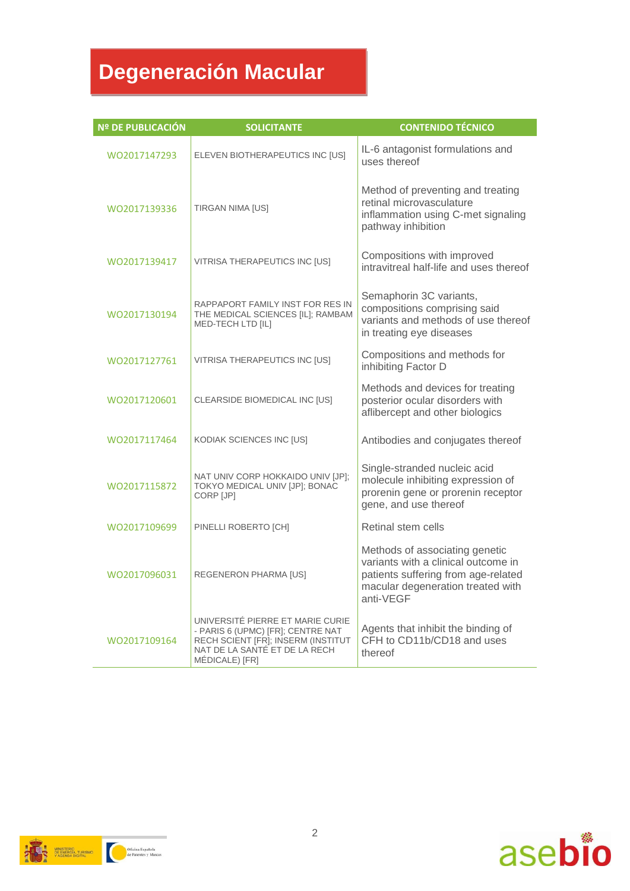# Degeneración Macular

| Nº DE PUBLICACIÓN | SOLICITANTE | CONTENIDO TÉCNICO |
|---|---|---|
| WO2017147293 | ELEVEN BIOTHERAPEUTICS INC [US] | IL-6 antagonist formulations and uses thereof |
| WO2017139336 | TIRGAN NIMA [US] | Method of preventing and treating retinal microvasculature inflammation using C-met signaling pathway inhibition |
| WO2017139417 | VITRISA THERAPEUTICS INC [US] | Compositions with improved intravitreal half-life and uses thereof |
| WO2017130194 | RAPPAPORT FAMILY INST FOR RES IN THE MEDICAL SCIENCES [IL]; RAMBAM MED-TECH LTD [IL] | Semaphorin 3C variants, compositions comprising said variants and methods of use thereof in treating eye diseases |
| WO2017127761 | VITRISA THERAPEUTICS INC [US] | Compositions and methods for inhibiting Factor D |
| WO2017120601 | CLEARSIDE BIOMEDICAL INC [US] | Methods and devices for treating posterior ocular disorders with aflibercept and other biologics |
| WO2017117464 | KODIAK SCIENCES INC [US] | Antibodies and conjugates thereof |
| WO2017115872 | NAT UNIV CORP HOKKAIDO UNIV [JP]; TOKYO MEDICAL UNIV [JP]; BONAC CORP [JP] | Single-stranded nucleic acid molecule inhibiting expression of prorenin gene or prorenin receptor gene, and use thereof |
| WO2017109699 | PINELLI ROBERTO [CH] | Retinal stem cells |
| WO2017096031 | REGENERON PHARMA [US] | Methods of associating genetic variants with a clinical outcome in patients suffering from age-related macular degeneration treated with anti-VEGF |
| WO2017109164 | UNIVERSITÉ PIERRE ET MARIE CURIE - PARIS 6 (UPMC) [FR]; CENTRE NAT RECH SCIENT [FR]; INSERM (INSTITUT NAT DE LA SANTÉ ET DE LA RECH MÉDICALE) [FR] | Agents that inhibit the binding of CFH to CD11b/CD18 and uses thereof |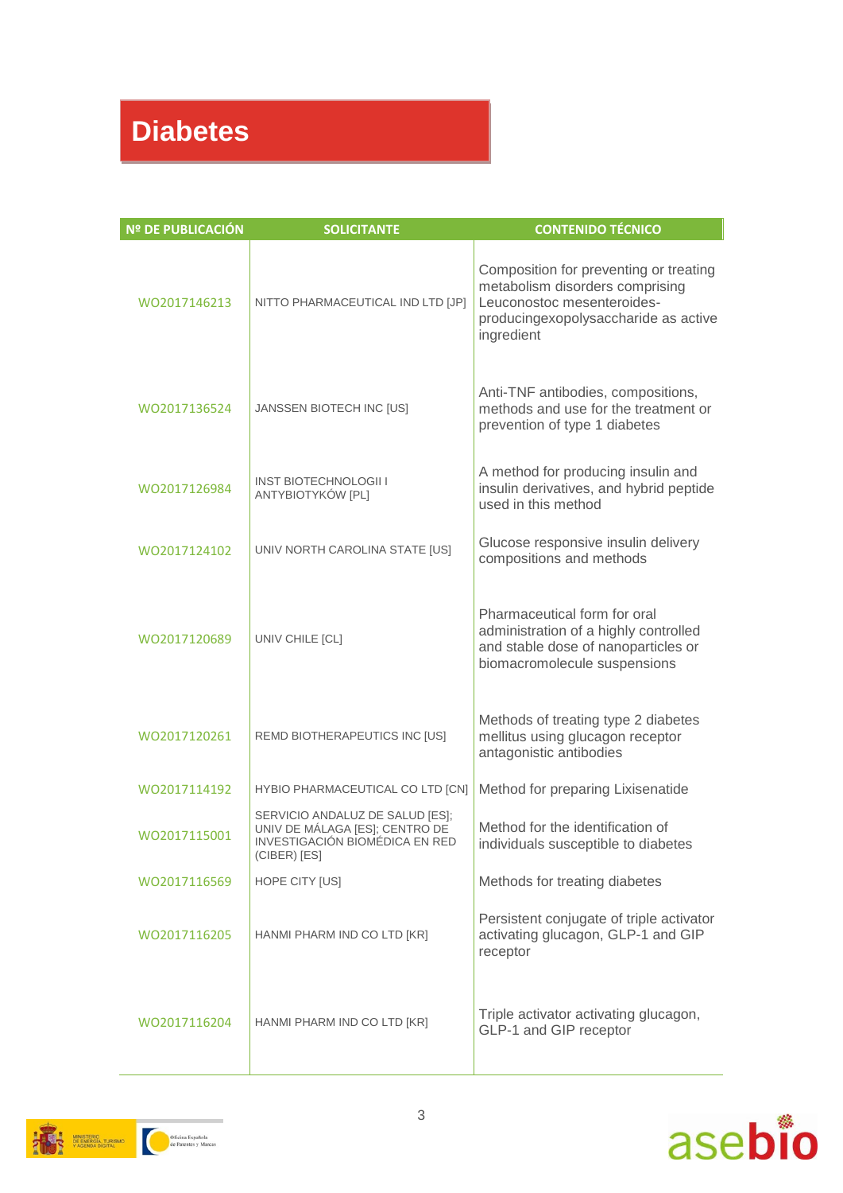# Diabetes

| Nº DE PUBLICACIÓN | SOLICITANTE | CONTENIDO TÉCNICO |
|---|---|---|
| WO2017146213 | NITTO PHARMACEUTICAL IND LTD [JP] | Composition for preventing or treating metabolism disorders comprising Leuconostoc mesenteroides-producingexopolysaccharide as active ingredient |
| WO2017136524 | JANSSEN BIOTECH INC [US] | Anti-TNF antibodies, compositions, methods and use for the treatment or prevention of type 1 diabetes |
| WO2017126984 | INST BIOTECHNOLOGII I ANTYBIOTYKÓW [PL] | A method for producing insulin and insulin derivatives, and hybrid peptide used in this method |
| WO2017124102 | UNIV NORTH CAROLINA STATE [US] | Glucose responsive insulin delivery compositions and methods |
| WO2017120689 | UNIV CHILE [CL] | Pharmaceutical form for oral administration of a highly controlled and stable dose of nanoparticles or biomacromolecule suspensions |
| WO2017120261 | REMD BIOTHERAPEUTICS INC [US] | Methods of treating type 2 diabetes mellitus using glucagon receptor antagonistic antibodies |
| WO2017114192 | HYBIO PHARMACEUTICAL CO LTD [CN] | Method for preparing Lixisenatide |
| WO2017115001 | SERVICIO ANDALUZ DE SALUD [ES]; UNIV DE MÁLAGA [ES]; CENTRO DE INVESTIGACIÓN BIOMÉDICA EN RED (CIBER) [ES] | Method for the identification of individuals susceptible to diabetes |
| WO2017116569 | HOPE CITY [US] | Methods for treating diabetes |
| WO2017116205 | HANMI PHARM IND CO LTD [KR] | Persistent conjugate of triple activator activating glucagon, GLP-1 and GIP receptor |
| WO2017116204 | HANMI PHARM IND CO LTD [KR] | Triple activator activating glucagon, GLP-1 and GIP receptor |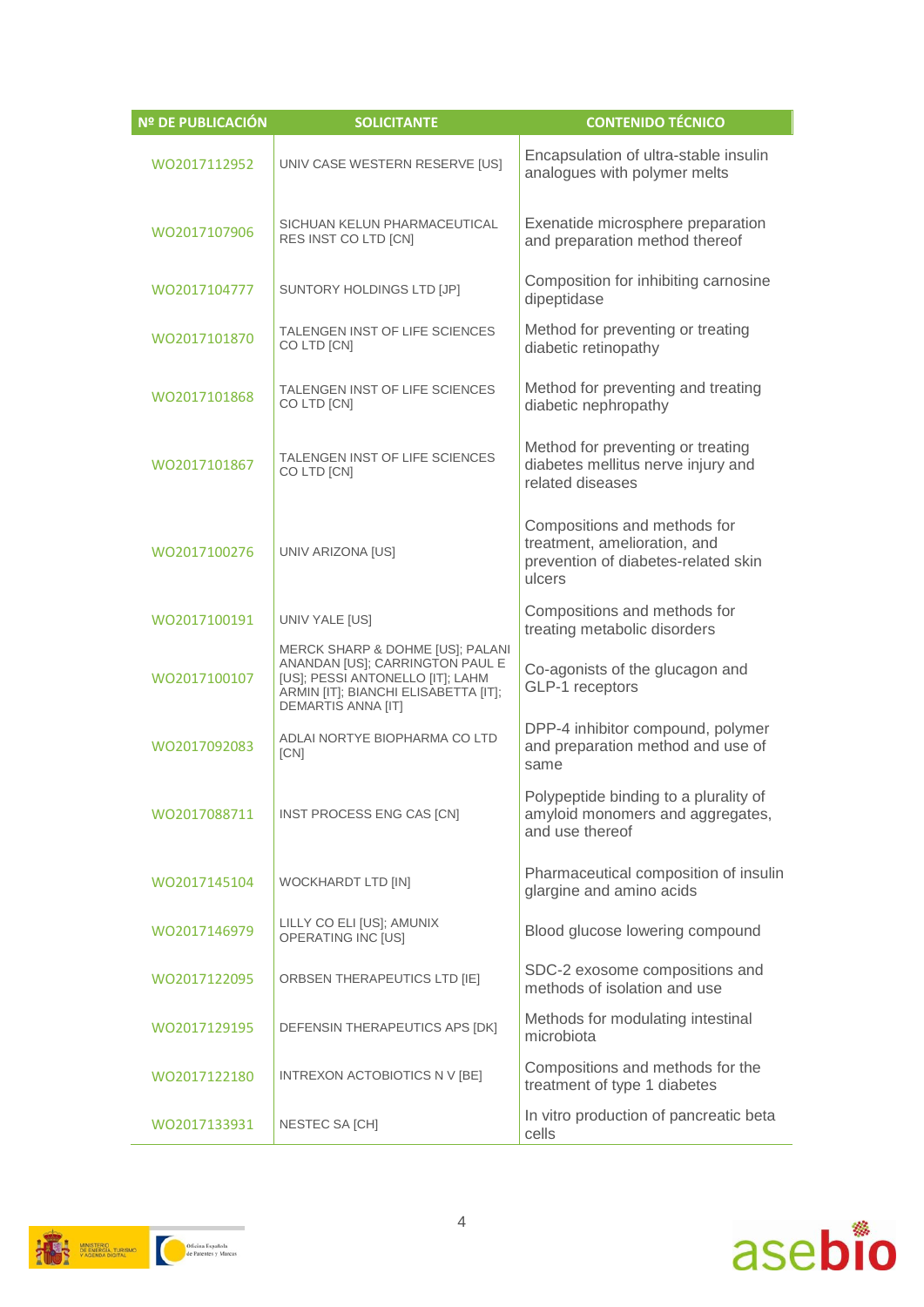| Nº DE PUBLICACIÓN | SOLICITANTE | CONTENIDO TÉCNICO |
|---|---|---|
| WO2017112952 | UNIV CASE WESTERN RESERVE [US] | Encapsulation of ultra-stable insulin analogues with polymer melts |
| WO2017107906 | SICHUAN KELUN PHARMACEUTICAL RES INST CO LTD [CN] | Exenatide microsphere preparation and preparation method thereof |
| WO2017104777 | SUNTORY HOLDINGS LTD [JP] | Composition for inhibiting carnosine dipeptidase |
| WO2017101870 | TALENGEN INST OF LIFE SCIENCES CO LTD [CN] | Method for preventing or treating diabetic retinopathy |
| WO2017101868 | TALENGEN INST OF LIFE SCIENCES CO LTD [CN] | Method for preventing and treating diabetic nephropathy |
| WO2017101867 | TALENGEN INST OF LIFE SCIENCES CO LTD [CN] | Method for preventing or treating diabetes mellitus nerve injury and related diseases |
| WO2017100276 | UNIV ARIZONA [US] | Compositions and methods for treatment, amelioration, and prevention of diabetes-related skin ulcers |
| WO2017100191 | UNIV YALE [US] | Compositions and methods for treating metabolic disorders |
| WO2017100107 | MERCK SHARP & DOHME [US]; PALANI ANANDAN [US]; CARRINGTON PAUL E [US]; PESSI ANTONELLO [IT]; LAHM ARMIN [IT]; BIANCHI ELISABETTA [IT]; DEMARTIS ANNA [IT] | Co-agonists of the glucagon and GLP-1 receptors |
| WO2017092083 | ADLAI NORTYE BIOPHARMA CO LTD [CN] | DPP-4 inhibitor compound, polymer and preparation method and use of same |
| WO2017088711 | INST PROCESS ENG CAS [CN] | Polypeptide binding to a plurality of amyloid monomers and aggregates, and use thereof |
| WO2017145104 | WOCKHARDT LTD [IN] | Pharmaceutical composition of insulin glargine and amino acids |
| WO2017146979 | LILLY CO ELI [US]; AMUNIX OPERATING INC [US] | Blood glucose lowering compound |
| WO2017122095 | ORBSEN THERAPEUTICS LTD [IE] | SDC-2 exosome compositions and methods of isolation and use |
| WO2017129195 | DEFENSIN THERAPEUTICS APS [DK] | Methods for modulating intestinal microbiota |
| WO2017122180 | INTREXON ACTOBIOTICS N V [BE] | Compositions and methods for the treatment of type 1 diabetes |
| WO2017133931 | NESTEC SA [CH] | In vitro production of pancreatic beta cells |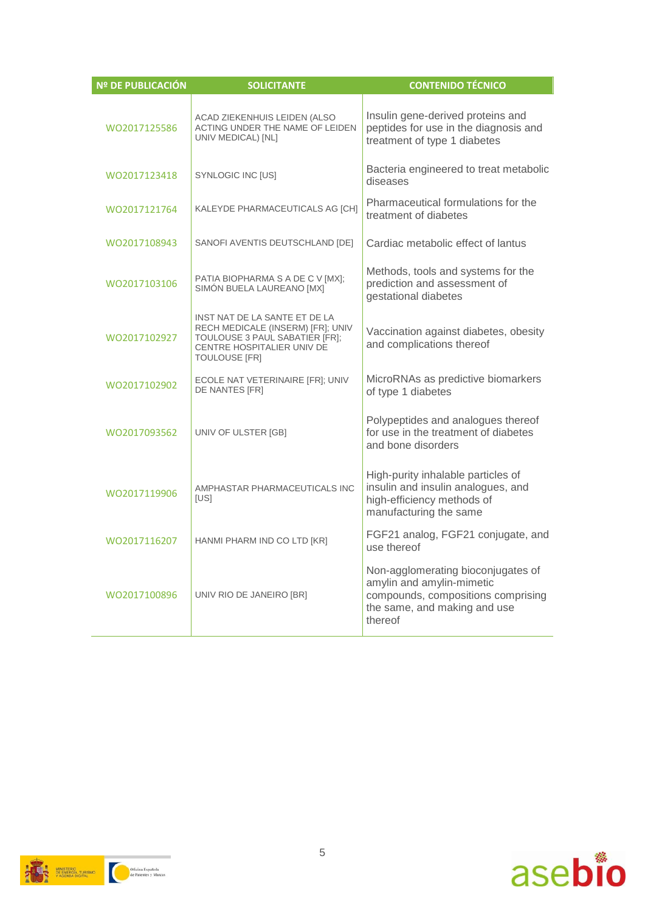| Nº DE PUBLICACIÓN | SOLICITANTE | CONTENIDO TÉCNICO |
| --- | --- | --- |
| WO2017125586 | ACAD ZIEKENHUIS LEIDEN (ALSO ACTING UNDER THE NAME OF LEIDEN UNIV MEDICAL) [NL] | Insulin gene-derived proteins and peptides for use in the diagnosis and treatment of type 1 diabetes |
| WO2017123418 | SYNLOGIC INC [US] | Bacteria engineered to treat metabolic diseases |
| WO2017121764 | KALEYDE PHARMACEUTICALS AG [CH] | Pharmaceutical formulations for the treatment of diabetes |
| WO2017108943 | SANOFI AVENTIS DEUTSCHLAND [DE] | Cardiac metabolic effect of lantus |
| WO2017103106 | PATIA BIOPHARMA S A DE C V [MX]; SIMÓN BUELA LAUREANO [MX] | Methods, tools and systems for the prediction and assessment of gestational diabetes |
| WO2017102927 | INST NAT DE LA SANTE ET DE LA RECH MEDICALE (INSERM) [FR]; UNIV TOULOUSE 3 PAUL SABATIER [FR]; CENTRE HOSPITALIER UNIV DE TOULOUSE [FR] | Vaccination against diabetes, obesity and complications thereof |
| WO2017102902 | ECOLE NAT VETERINAIRE [FR]; UNIV DE NANTES [FR] | MicroRNAs as predictive biomarkers of type 1 diabetes |
| WO2017093562 | UNIV OF ULSTER [GB] | Polypeptides and analogues thereof for use in the treatment of diabetes and bone disorders |
| WO2017119906 | AMPHASTAR PHARMACEUTICALS INC [US] | High-purity inhalable particles of insulin and insulin analogues, and high-efficiency methods of manufacturing the same |
| WO2017116207 | HANMI PHARM IND CO LTD [KR] | FGF21 analog, FGF21 conjugate, and use thereof |
| WO2017100896 | UNIV RIO DE JANEIRO [BR] | Non-agglomerating bioconjugates of amylin and amylin-mimetic compounds, compositions comprising the same, and making and use thereof |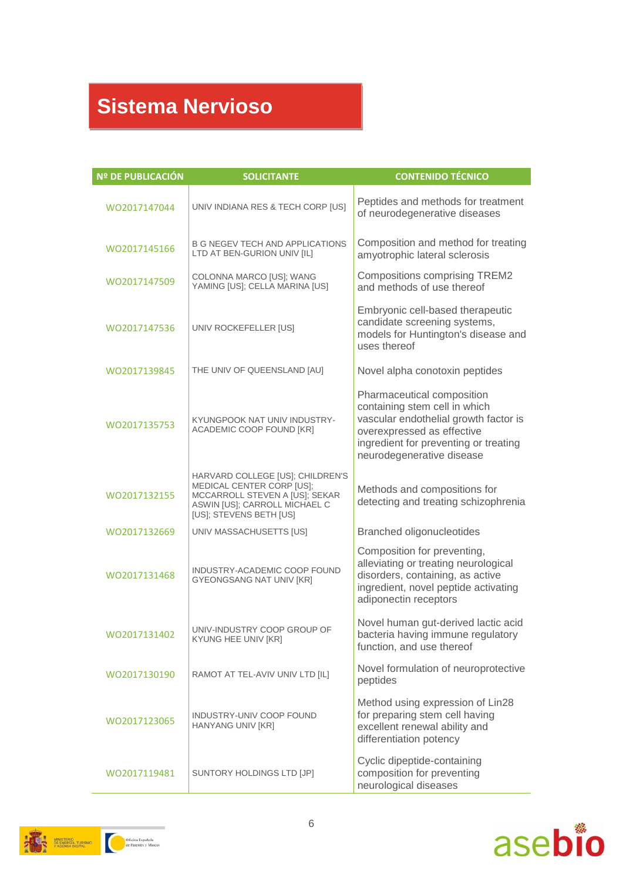# Sistema Nervioso

| Nº DE PUBLICACIÓN | SOLICITANTE | CONTENIDO TÉCNICO |
|---|---|---|
| WO2017147044 | UNIV INDIANA RES & TECH CORP [US] | Peptides and methods for treatment of neurodegenerative diseases |
| WO2017145166 | B G NEGEV TECH AND APPLICATIONS LTD AT BEN-GURION UNIV [IL] | Composition and method for treating amyotrophic lateral sclerosis |
| WO2017147509 | COLONNA MARCO [US]; WANG YAMING [US]; CELLA MARINA [US] | Compositions comprising TREM2 and methods of use thereof |
| WO2017147536 | UNIV ROCKEFELLER [US] | Embryonic cell-based therapeutic candidate screening systems, models for Huntington's disease and uses thereof |
| WO2017139845 | THE UNIV OF QUEENSLAND [AU] | Novel alpha conotoxin peptides |
| WO2017135753 | KYUNGPOOK NAT UNIV INDUSTRY-ACADEMIC COOP FOUND [KR] | Pharmaceutical composition containing stem cell in which vascular endothelial growth factor is overexpressed as effective ingredient for preventing or treating neurodegenerative disease |
| WO2017132155 | HARVARD COLLEGE [US]; CHILDREN'S MEDICAL CENTER CORP [US]; MCCARROLL STEVEN A [US]; SEKAR ASWIN [US]; CARROLL MICHAEL C [US]; STEVENS BETH [US] | Methods and compositions for detecting and treating schizophrenia |
| WO2017132669 | UNIV MASSACHUSETTS [US] | Branched oligonucleotides |
| WO2017131468 | INDUSTRY-ACADEMIC COOP FOUND GYEONGSANG NAT UNIV [KR] | Composition for preventing, alleviating or treating neurological disorders, containing, as active ingredient, novel peptide activating adiponectin receptors |
| WO2017131402 | UNIV-INDUSTRY COOP GROUP OF KYUNG HEE UNIV [KR] | Novel human gut-derived lactic acid bacteria having immune regulatory function, and use thereof |
| WO2017130190 | RAMOT AT TEL-AVIV UNIV LTD [IL] | Novel formulation of neuroprotective peptides |
| WO2017123065 | INDUSTRY-UNIV COOP FOUND HANYANG UNIV [KR] | Method using expression of Lin28 for preparing stem cell having excellent renewal ability and differentiation potency |
| WO2017119481 | SUNTORY HOLDINGS LTD [JP] | Cyclic dipeptide-containing composition for preventing neurological diseases |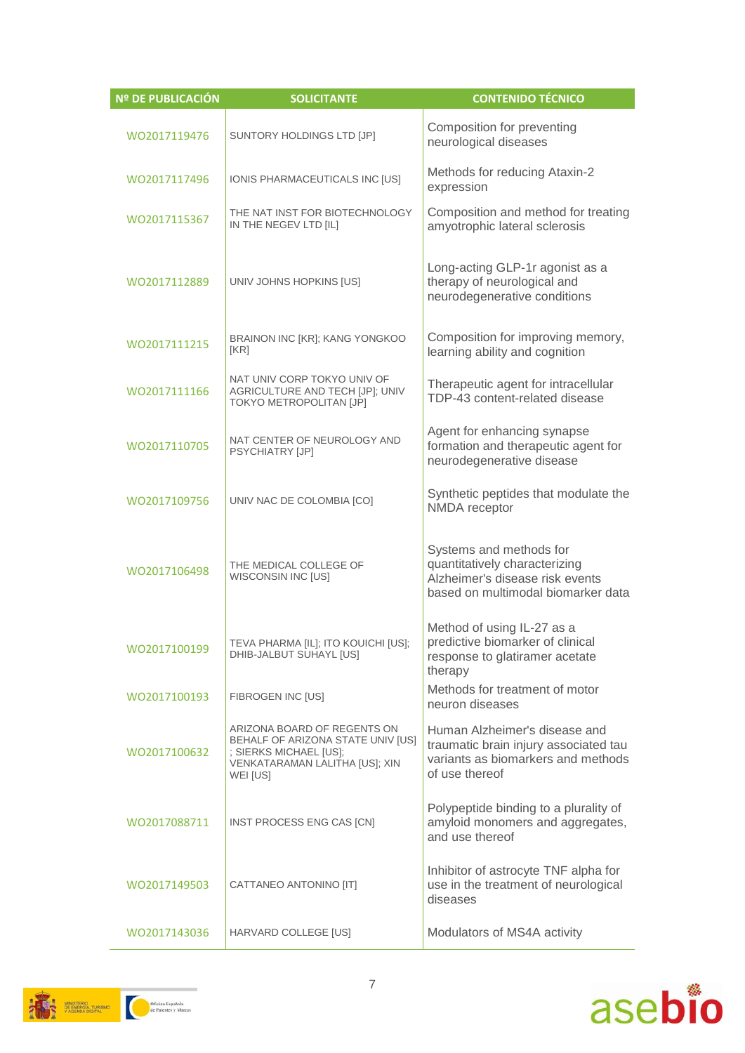| Nº DE PUBLICACIÓN | SOLICITANTE | CONTENIDO TÉCNICO |
|---|---|---|
| WO2017119476 | SUNTORY HOLDINGS LTD [JP] | Composition for preventing neurological diseases |
| WO2017117496 | IONIS PHARMACEUTICALS INC [US] | Methods for reducing Ataxin-2 expression |
| WO2017115367 | THE NAT INST FOR BIOTECHNOLOGY IN THE NEGEV LTD [IL] | Composition and method for treating amyotrophic lateral sclerosis |
| WO2017112889 | UNIV JOHNS HOPKINS [US] | Long-acting GLP-1r agonist as a therapy of neurological and neurodegenerative conditions |
| WO2017111215 | BRAINON INC [KR]; KANG YONGKOO [KR] | Composition for improving memory, learning ability and cognition |
| WO2017111166 | NAT UNIV CORP TOKYO UNIV OF AGRICULTURE AND TECH [JP]; UNIV TOKYO METROPOLITAN [JP] | Therapeutic agent for intracellular TDP-43 content-related disease |
| WO2017110705 | NAT CENTER OF NEUROLOGY AND PSYCHIATRY [JP] | Agent for enhancing synapse formation and therapeutic agent for neurodegenerative disease |
| WO2017109756 | UNIV NAC DE COLOMBIA [CO] | Synthetic peptides that modulate the NMDA receptor |
| WO2017106498 | THE MEDICAL COLLEGE OF WISCONSIN INC [US] | Systems and methods for quantitatively characterizing Alzheimer's disease risk events based on multimodal biomarker data |
| WO2017100199 | TEVA PHARMA [IL]; ITO KOUICHI [US]; DHIB-JALBUT SUHAYL [US] | Method of using IL-27 as a predictive biomarker of clinical response to glatiramer acetate therapy |
| WO2017100193 | FIBROGEN INC [US] | Methods for treatment of motor neuron diseases |
| WO2017100632 | ARIZONA BOARD OF REGENTS ON BEHALF OF ARIZONA STATE UNIV [US] ; SIERKS MICHAEL [US]; VENKATARAMAN LALITHA [US]; XIN WEI [US] | Human Alzheimer's disease and traumatic brain injury associated tau variants as biomarkers and methods of use thereof |
| WO2017088711 | INST PROCESS ENG CAS [CN] | Polypeptide binding to a plurality of amyloid monomers and aggregates, and use thereof |
| WO2017149503 | CATTANEO ANTONINO [IT] | Inhibitor of astrocyte TNF alpha for use in the treatment of neurological diseases |
| WO2017143036 | HARVARD COLLEGE [US] | Modulators of MS4A activity |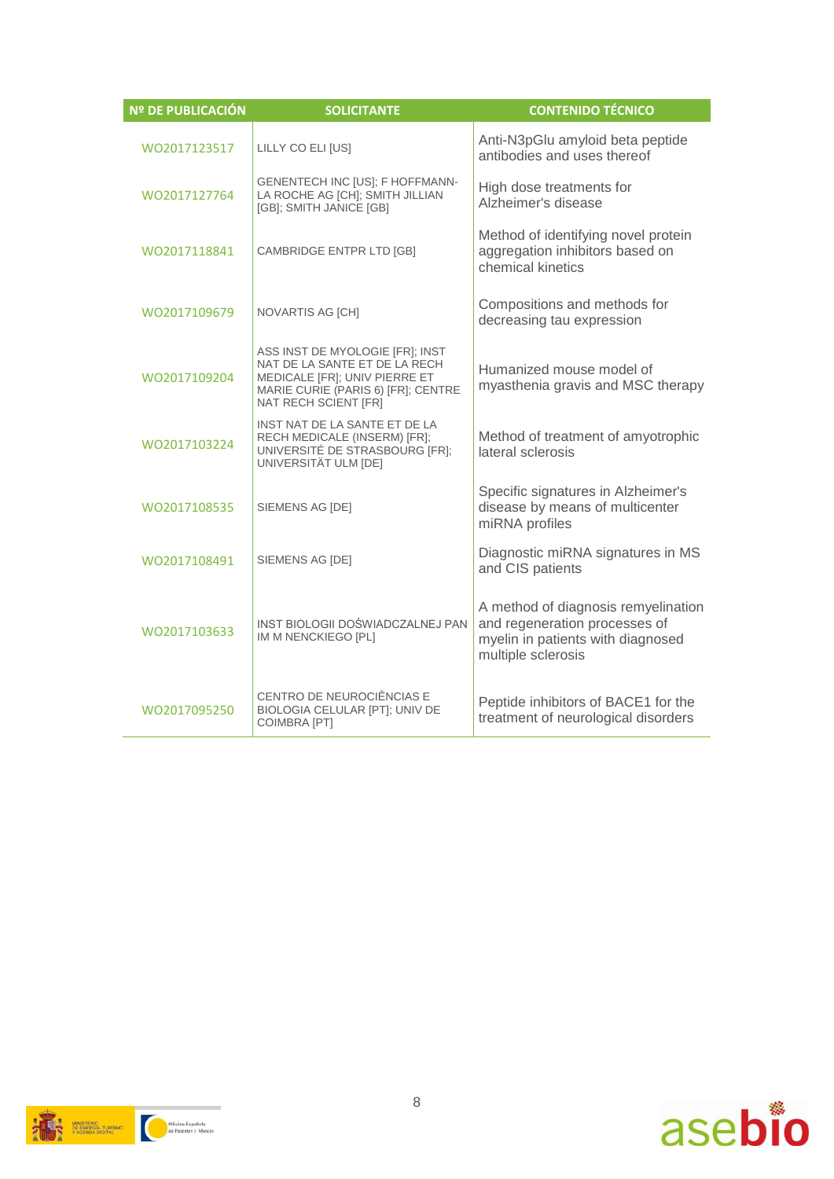| Nº DE PUBLICACIÓN | SOLICITANTE | CONTENIDO TÉCNICO |
| --- | --- | --- |
| WO2017123517 | LILLY CO ELI [US] | Anti-N3pGlu amyloid beta peptide antibodies and uses thereof |
| WO2017127764 | GENENTECH INC [US]; F HOFFMANN-LA ROCHE AG [CH]; SMITH JILLIAN [GB]; SMITH JANICE [GB] | High dose treatments for Alzheimer's disease |
| WO2017118841 | CAMBRIDGE ENTPR LTD [GB] | Method of identifying novel protein aggregation inhibitors based on chemical kinetics |
| WO2017109679 | NOVARTIS AG [CH] | Compositions and methods for decreasing tau expression |
| WO2017109204 | ASS INST DE MYOLOGIE [FR]; INST NAT DE LA SANTE ET DE LA RECH MEDICALE [FR]; UNIV PIERRE ET MARIE CURIE (PARIS 6) [FR]; CENTRE NAT RECH SCIENT [FR] | Humanized mouse model of myasthenia gravis and MSC therapy |
| WO2017103224 | INST NAT DE LA SANTE ET DE LA RECH MEDICALE (INSERM) [FR]; UNIVERSITÉ DE STRASBOURG [FR]; UNIVERSITÄT ULM [DE] | Method of treatment of amyotrophic lateral sclerosis |
| WO2017108535 | SIEMENS AG [DE] | Specific signatures in Alzheimer's disease by means of multicenter miRNA profiles |
| WO2017108491 | SIEMENS AG [DE] | Diagnostic miRNA signatures in MS and CIS patients |
| WO2017103633 | INST BIOLOGII DOŚWIADCZALNEJ PAN IM M NENCKIEGO [PL] | A method of diagnosis remyelination and regeneration processes of myelin in patients with diagnosed multiple sclerosis |
| WO2017095250 | CENTRO DE NEUROCIÊNCIAS E BIOLOGIA CELULAR [PT]; UNIV DE COIMBRA [PT] | Peptide inhibitors of BACE1 for the treatment of neurological disorders |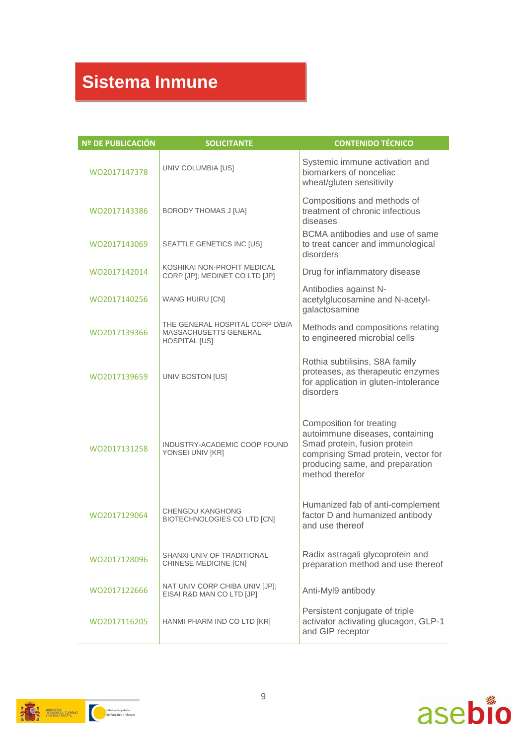# Sistema Inmune

| Nº DE PUBLICACIÓN | SOLICITANTE | CONTENIDO TÉCNICO |
|---|---|---|
| WO2017147378 | UNIV COLUMBIA [US] | Systemic immune activation and biomarkers of nonceliac wheat/gluten sensitivity |
| WO2017143386 | BORODY THOMAS J [UA] | Compositions and methods of treatment of chronic infectious diseases |
| WO2017143069 | SEATTLE GENETICS INC [US] | BCMA antibodies and use of same to treat cancer and immunological disorders |
| WO2017142014 | KOSHIKAI NON-PROFIT MEDICAL CORP [JP]; MEDINET CO LTD [JP] | Drug for inflammatory disease |
| WO2017140256 | WANG HUIRU [CN] | Antibodies against N-acetylglucosamine and N-acetyl-galactosamine |
| WO2017139366 | THE GENERAL HOSPITAL CORP D/B/A MASSACHUSETTS GENERAL HOSPITAL [US] | Methods and compositions relating to engineered microbial cells |
| WO2017139659 | UNIV BOSTON [US] | Rothia subtilisins, S8A family proteases, as therapeutic enzymes for application in gluten-intolerance disorders |
| WO2017131258 | INDUSTRY-ACADEMIC COOP FOUND YONSEI UNIV [KR] | Composition for treating autoimmune diseases, containing Smad protein, fusion protein comprising Smad protein, vector for producing same, and preparation method therefor |
| WO2017129064 | CHENGDU KANGHONG BIOTECHNOLOGIES CO LTD [CN] | Humanized fab of anti-complement factor D and humanized antibody and use thereof |
| WO2017128096 | SHANXI UNIV OF TRADITIONAL CHINESE MEDICINE [CN] | Radix astragali glycoprotein and preparation method and use thereof |
| WO2017122666 | NAT UNIV CORP CHIBA UNIV [JP]; EISAI R&D MAN CO LTD [JP] | Anti-Myl9 antibody |
| WO2017116205 | HANMI PHARM IND CO LTD [KR] | Persistent conjugate of triple activator activating glucagon, GLP-1 and GIP receptor |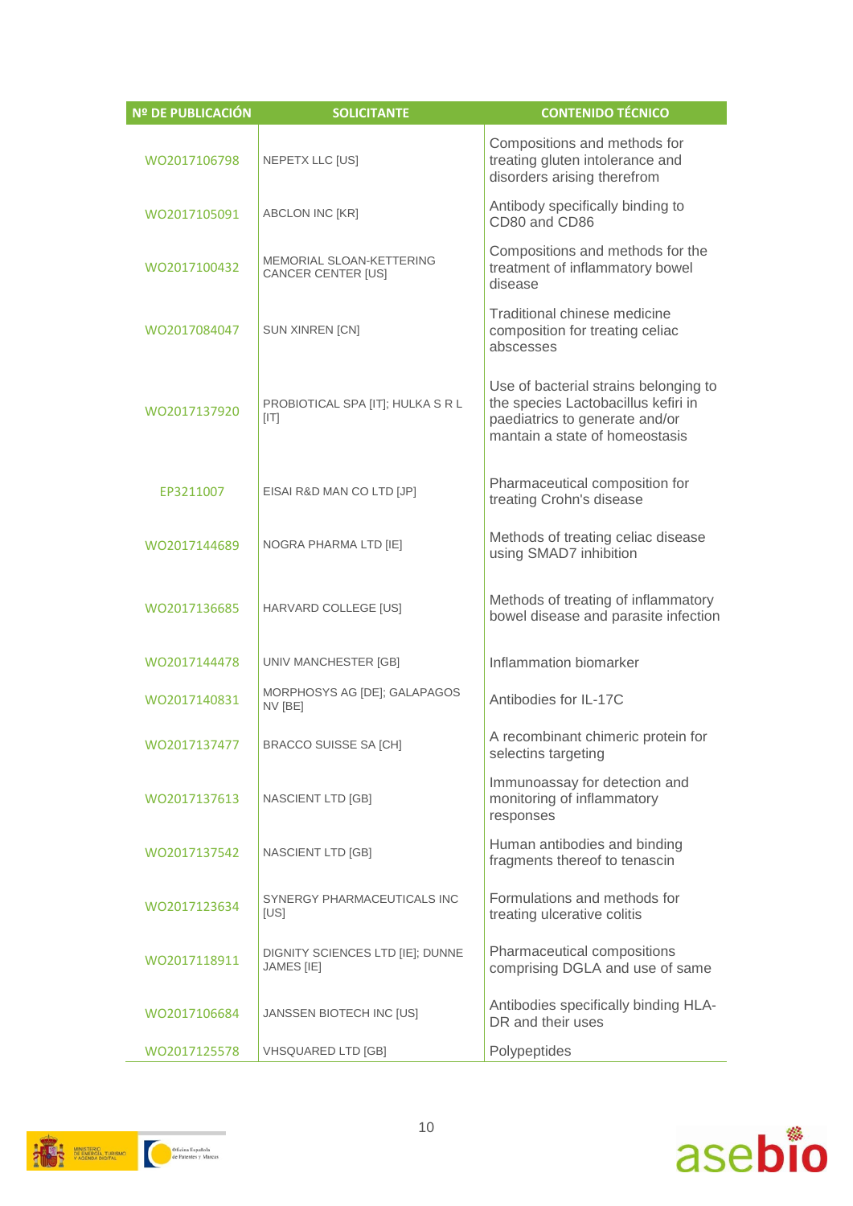| Nº DE PUBLICACIÓN | SOLICITANTE | CONTENIDO TÉCNICO |
|---|---|---|
| WO2017106798 | NEPETX LLC [US] | Compositions and methods for treating gluten intolerance and disorders arising therefrom |
| WO2017105091 | ABCLON INC [KR] | Antibody specifically binding to CD80 and CD86 |
| WO2017100432 | MEMORIAL SLOAN-KETTERING CANCER CENTER [US] | Compositions and methods for the treatment of inflammatory bowel disease |
| WO2017084047 | SUN XINREN [CN] | Traditional chinese medicine composition for treating celiac abscesses |
| WO2017137920 | PROBIOTICAL SPA [IT]; HULKA S R L [IT] | Use of bacterial strains belonging to the species Lactobacillus kefiri in paediatrics to generate and/or mantain a state of homeostasis |
| EP3211007 | EISAI R&D MAN CO LTD [JP] | Pharmaceutical composition for treating Crohn's disease |
| WO2017144689 | NOGRA PHARMA LTD [IE] | Methods of treating celiac disease using SMAD7 inhibition |
| WO2017136685 | HARVARD COLLEGE [US] | Methods of treating of inflammatory bowel disease and parasite infection |
| WO2017144478 | UNIV MANCHESTER [GB] | Inflammation biomarker |
| WO2017140831 | MORPHOSYS AG [DE]; GALAPAGOS NV [BE] | Antibodies for IL-17C |
| WO2017137477 | BRACCO SUISSE SA [CH] | A recombinant chimeric protein for selectins targeting |
| WO2017137613 | NASCIENT LTD [GB] | Immunoassay for detection and monitoring of inflammatory responses |
| WO2017137542 | NASCIENT LTD [GB] | Human antibodies and binding fragments thereof to tenascin |
| WO2017123634 | SYNERGY PHARMACEUTICALS INC [US] | Formulations and methods for treating ulcerative colitis |
| WO2017118911 | DIGNITY SCIENCES LTD [IE]; DUNNE JAMES [IE] | Pharmaceutical compositions comprising DGLA and use of same |
| WO2017106684 | JANSSEN BIOTECH INC [US] | Antibodies specifically binding HLA-DR and their uses |
| WO2017125578 | VHSQUARED LTD [GB] | Polypeptides |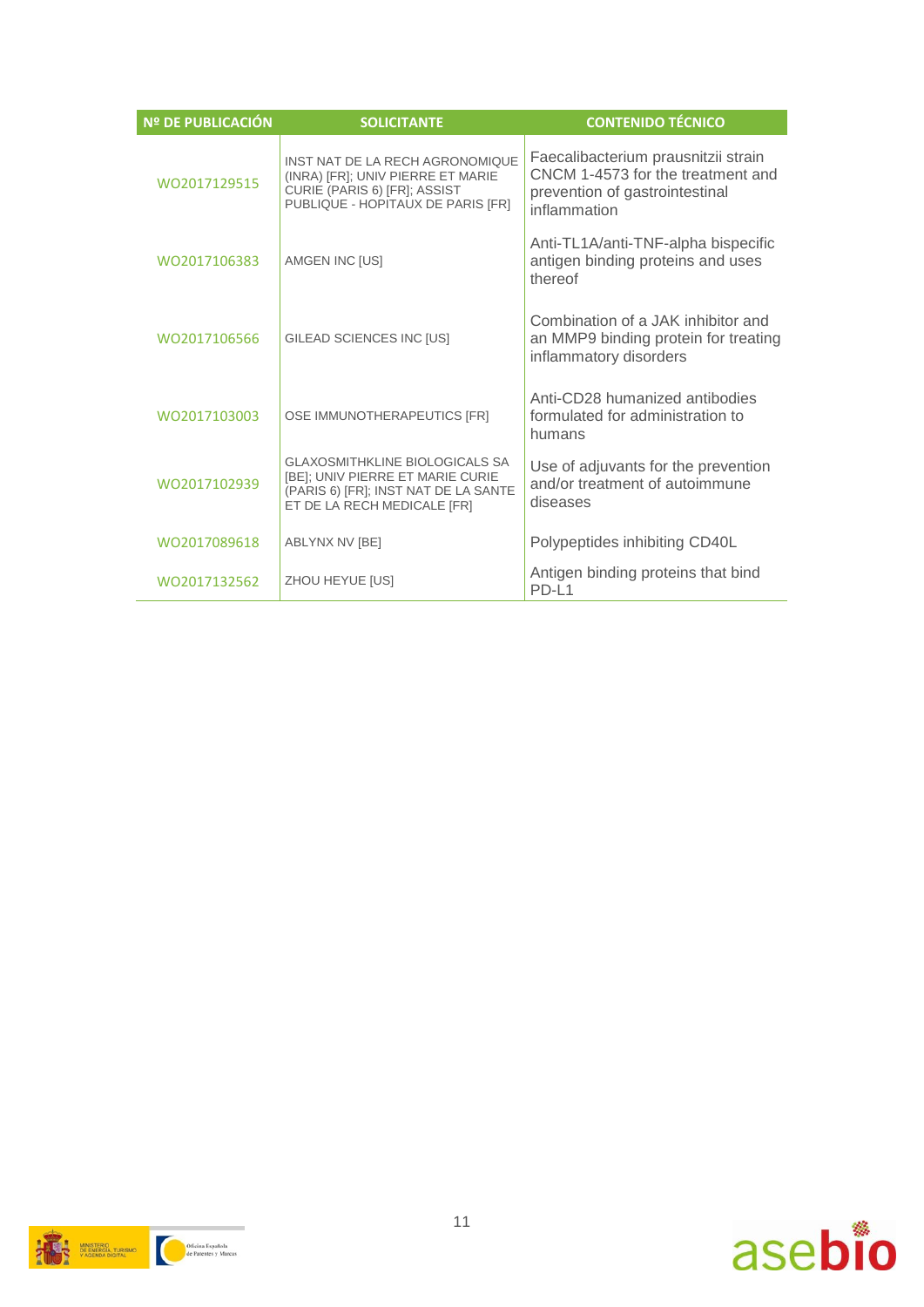| Nº DE PUBLICACIÓN | SOLICITANTE | CONTENIDO TÉCNICO |
|---|---|---|
| WO2017129515 | INST NAT DE LA RECH AGRONOMIQUE (INRA) [FR]; UNIV PIERRE ET MARIE CURIE (PARIS 6) [FR]; ASSIST PUBLIQUE - HOPITAUX DE PARIS [FR] | Faecalibacterium prausnitzii strain CNCM 1-4573 for the treatment and prevention of gastrointestinal inflammation |
| WO2017106383 | AMGEN INC [US] | Anti-TL1A/anti-TNF-alpha bispecific antigen binding proteins and uses thereof |
| WO2017106566 | GILEAD SCIENCES INC [US] | Combination of a JAK inhibitor and an MMP9 binding protein for treating inflammatory disorders |
| WO2017103003 | OSE IMMUNOTHERAPEUTICS [FR] | Anti-CD28 humanized antibodies formulated for administration to humans |
| WO2017102939 | GLAXOSMITHKLINE BIOLOGICALS SA [BE]; UNIV PIERRE ET MARIE CURIE (PARIS 6) [FR]; INST NAT DE LA SANTE ET DE LA RECH MEDICALE [FR] | Use of adjuvants for the prevention and/or treatment of autoimmune diseases |
| WO2017089618 | ABLYNX NV [BE] | Polypeptides inhibiting CD40L |
| WO2017132562 | ZHOU HEYUE [US] | Antigen binding proteins that bind PD-L1 |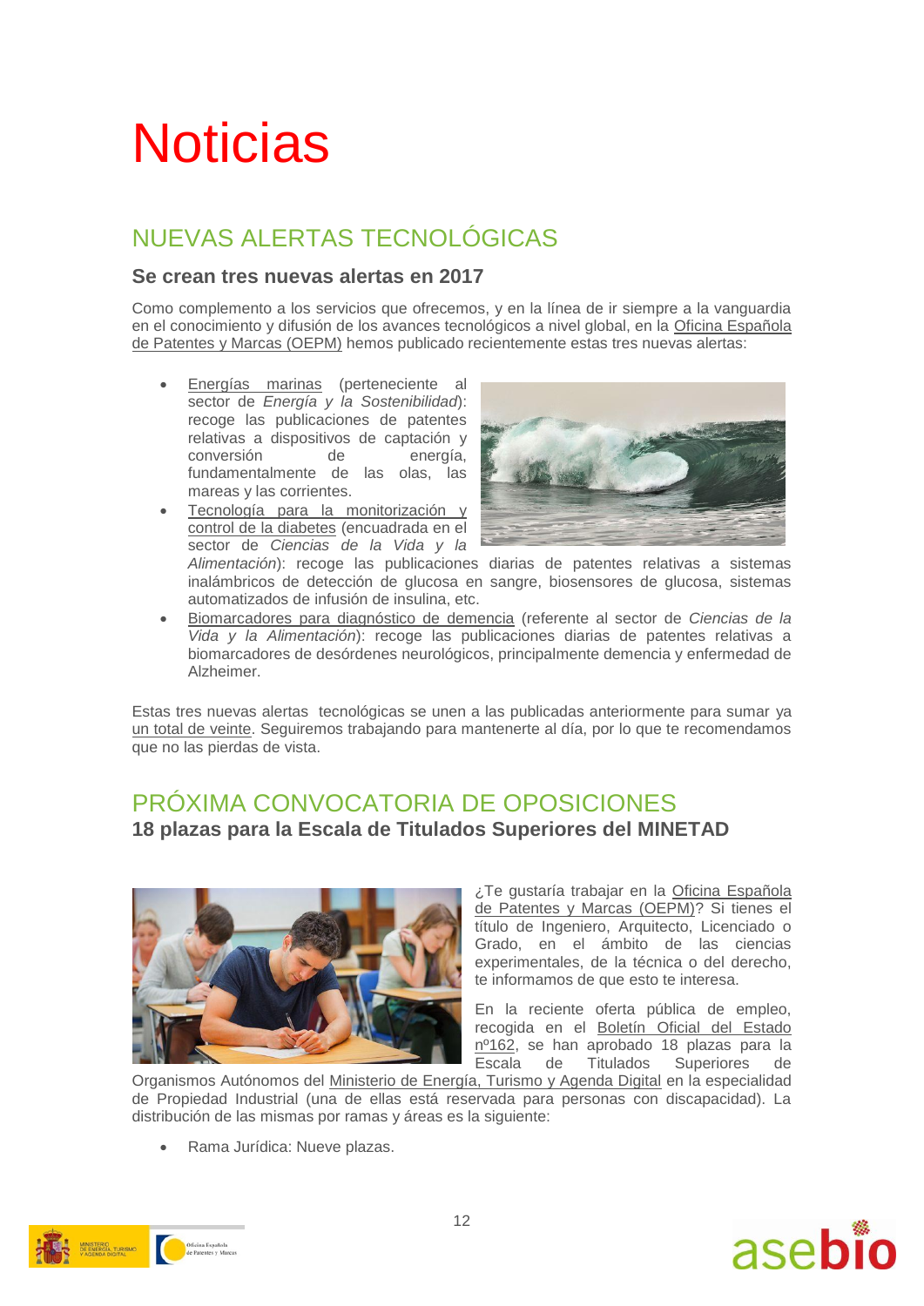# Noticias

## NUEVAS ALERTAS TECNOLÓGICAS

### Se crean tres nuevas alertas en 2017

Como complemento a los servicios que ofrecemos, y en la línea de ir siempre a la vanguardia en el conocimiento y difusión de los avances tecnológicos a nivel global, en la Oficina Española de Patentes y Marcas (OEPM) hemos publicado recientemente estas tres nuevas alertas:

- Energías marinas (perteneciente al sector de *Energía y la Sostenibilidad*): recoge las publicaciones de patentes relativas a dispositivos de captación y conversión de energía, fundamentalmente de las olas, las mareas y las corrientes.
- Tecnología para la monitorización y control de la diabetes (encuadrada en el sector de *Ciencias de la Vida y la Alimentación*): recoge las publicaciones diarias de patentes relativas a sistemas inalámbricos de detección de glucosa en sangre, biosensores de glucosa, sistemas automatizados de infusión de insulina, etc.
- Biomarcadores para diagnóstico de demencia (referente al sector de *Ciencias de la Vida y la Alimentación*): recoge las publicaciones diarias de patentes relativas a biomarcadores de desórdenes neurológicos, principalmente demencia y enfermedad de Alzheimer.

Estas tres nuevas alertas tecnológicas se unen a las publicadas anteriormente para sumar ya un total de veinte. Seguiremos trabajando para mantenerte al día, por lo que te recomendamos que no las pierdas de vista.

## PRÓXIMA CONVOCATORIA DE OPOSICIONES

### 18 plazas para la Escala de Titulados Superiores del MINETAD

¿Te gustaría trabajar en la Oficina Española de Patentes y Marcas (OEPM)? Si tienes el título de Ingeniero, Arquitecto, Licenciado o Grado, en el ámbito de las ciencias experimentales, de la técnica o del derecho, te informamos de que esto te interesa.

En la reciente oferta pública de empleo, recogida en el Boletín Oficial del Estado nº162, se han aprobado 18 plazas para la Escala de Titulados Superiores de Organismos Autónomos del Ministerio de Energía, Turismo y Agenda Digital en la especialidad de Propiedad Industrial (una de ellas está reservada para personas con discapacidad). La distribución de las mismas por ramas y áreas es la siguiente:

- Rama Jurídica: Nueve plazas.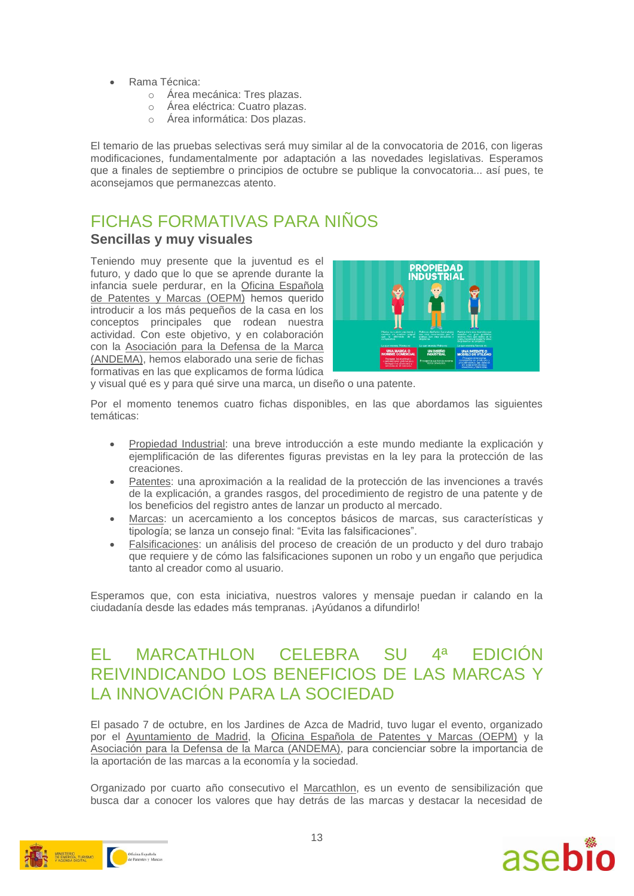- Rama Técnica:
  - Área mecánica: Tres plazas.
  - Área eléctrica: Cuatro plazas.
  - Área informática: Dos plazas.

El temario de las pruebas selectivas será muy similar al de la convocatoria de 2016, con ligeras modificaciones, fundamentalmente por adaptación a las novedades legislativas. Esperamos que a finales de septiembre o principios de octubre se publique la convocatoria... así pues, te aconsejamos que permanezcas atento.

## FICHAS FORMATIVAS PARA NIÑOS

### Sencillas y muy visuales

Teniendo muy presente que la juventud es el futuro, y dado que lo que se aprende durante la infancia suele perdurar, en la Oficina Española de Patentes y Marcas (OEPM) hemos querido introducir a los más pequeños de la casa en los conceptos principales que rodean nuestra actividad. Con este objetivo, y en colaboración con la Asociación para la Defensa de la Marca (ANDEMA), hemos elaborado una serie de fichas formativas en las que explicamos de forma lúdica y visual qué es y para qué sirve una marca, un diseño o una patente.

Por el momento tenemos cuatro fichas disponibles, en las que abordamos las siguientes temáticas:

- Propiedad Industrial: una breve introducción a este mundo mediante la explicación y ejemplificación de las diferentes figuras previstas en la ley para la protección de las creaciones.
- Patentes: una aproximación a la realidad de la protección de las invenciones a través de la explicación, a grandes rasgos, del procedimiento de registro de una patente y de los beneficios del registro antes de lanzar un producto al mercado.
- Marcas: un acercamiento a los conceptos básicos de marcas, sus características y tipología; se lanza un consejo final: "Evita las falsificaciones".
- Falsificaciones: un análisis del proceso de creación de un producto y del duro trabajo que requiere y de cómo las falsificaciones suponen un robo y un engaño que perjudica tanto al creador como al usuario.

Esperamos que, con esta iniciativa, nuestros valores y mensaje puedan ir calando en la ciudadanía desde las edades más tempranas. ¡Ayúdanos a difundirlo!

## EL MARCATHLON CELEBRA SU 4ª EDICIÓN REIVINDICANDO LOS BENEFICIOS DE LAS MARCAS Y LA INNOVACIÓN PARA LA SOCIEDAD

El pasado 7 de octubre, en los Jardines de Azca de Madrid, tuvo lugar el evento, organizado por el Ayuntamiento de Madrid, la Oficina Española de Patentes y Marcas (OEPM) y la Asociación para la Defensa de la Marca (ANDEMA), para concienciar sobre la importancia de la aportación de las marcas a la economía y la sociedad.

Organizado por cuarto año consecutivo el Marcathlon, es un evento de sensibilización que busca dar a conocer los valores que hay detrás de las marcas y destacar la necesidad de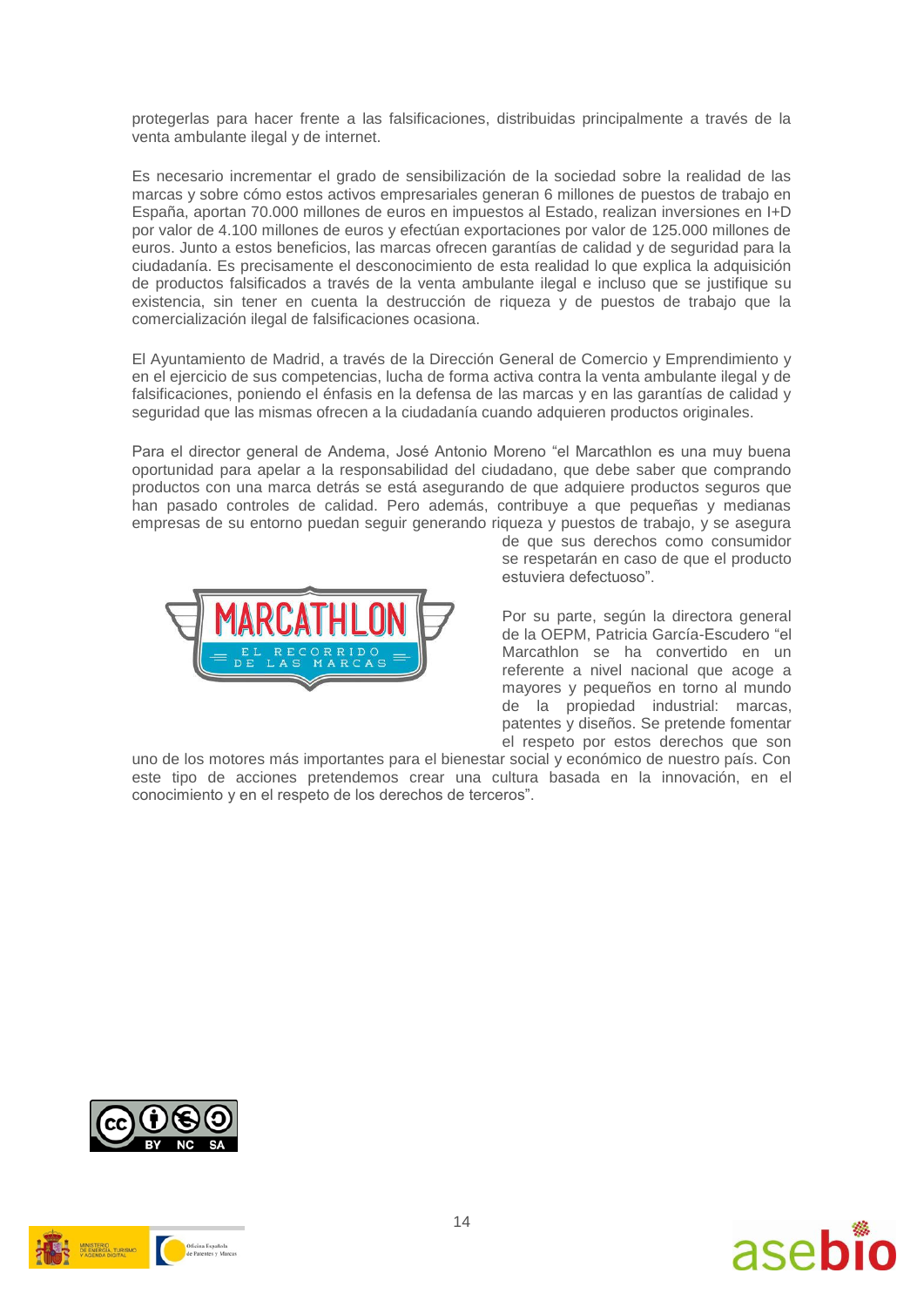protegerlas para hacer frente a las falsificaciones, distribuidas principalmente a través de la venta ambulante ilegal y de internet.

Es necesario incrementar el grado de sensibilización de la sociedad sobre la realidad de las marcas y sobre cómo estos activos empresariales generan 6 millones de puestos de trabajo en España, aportan 70.000 millones de euros en impuestos al Estado, realizan inversiones en I+D por valor de 4.100 millones de euros y efectúan exportaciones por valor de 125.000 millones de euros. Junto a estos beneficios, las marcas ofrecen garantías de calidad y de seguridad para la ciudadanía. Es precisamente el desconocimiento de esta realidad lo que explica la adquisición de productos falsificados a través de la venta ambulante ilegal e incluso que se justifique su existencia, sin tener en cuenta la destrucción de riqueza y de puestos de trabajo que la comercialización ilegal de falsificaciones ocasiona.

El Ayuntamiento de Madrid, a través de la Dirección General de Comercio y Emprendimiento y en el ejercicio de sus competencias, lucha de forma activa contra la venta ambulante ilegal y de falsificaciones, poniendo el énfasis en la defensa de las marcas y en las garantías de calidad y seguridad que las mismas ofrecen a la ciudadanía cuando adquieren productos originales.

Para el director general de Andema, José Antonio Moreno "el Marcathlon es una muy buena oportunidad para apelar a la responsabilidad del ciudadano, que debe saber que comprando productos con una marca detrás se está asegurando de que adquiere productos seguros que han pasado controles de calidad. Pero además, contribuye a que pequeñas y medianas empresas de su entorno puedan seguir generando riqueza y puestos de trabajo, y se asegura de que sus derechos como consumidor se respetarán en caso de que el producto estuviera defectuoso".

Por su parte, según la directora general de la OEPM, Patricia García-Escudero "el Marcathlon se ha convertido en un referente a nivel nacional que acoge a mayores y pequeños en torno al mundo de la propiedad industrial: marcas, patentes y diseños. Se pretende fomentar el respeto por estos derechos que son uno de los motores más importantes para el bienestar social y económico de nuestro país. Con este tipo de acciones pretendemos crear una cultura basada en la innovación, en el conocimiento y en el respeto de los derechos de terceros".